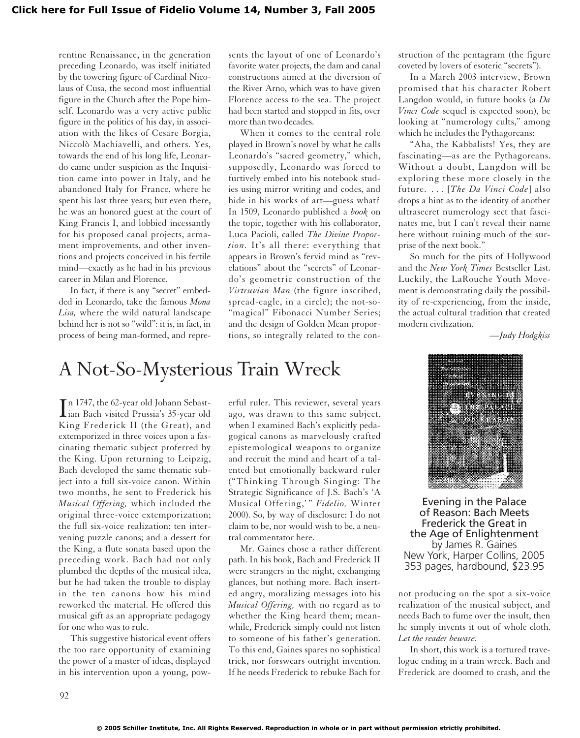rentine Renaissance, in the generation preceding Leonardo, was itself initiated by the towering figure of Cardinal Nicolaus of Cusa, the second most influential figure in the Church after the Pope himself. Leonardo was a very active public figure in the politics of his day, in association with the likes of Cesare Borgia, Niccolò Machiavelli, and others. Yes, towards the end of his long life, Leonardo came under suspicion as the Inquisition came into power in Italy, and he abandoned Italy for France, where he spent his last three years; but even there, he was an honored guest at the court of King Francis I, and lobbied incessantly for his proposed canal projects, armament improvements, and other inventions and projects conceived in his fertile mind—exactly as he had in his previous career in Milan and Florence.

In fact, if there is any "secret" embedded in Leonardo, take the famous *Mona Lisa,* where the wild natural landscape behind her is not so "wild": it is, in fact, in process of being man-formed, and represents the layout of one of Leonardo's favorite water projects, the dam and canal constructions aimed at the diversion of the River Arno, which was to have given Florence access to the sea. The project had been started and stopped in fits, over more than two decades.

When it comes to the central role played in Brown's novel by what he calls Leonardo's "sacred geometry," which, supposedly, Leonardo was forced to furtively embed into his notebook studies using mirror writing and codes, and hide in his works of art—guess what? In 1509, Leonardo published a *book* on the topic, together with his collaborator, Luca Pacioli, called *The Divine Proportion.* It's all there: everything that appears in Brown's fervid mind as "revelations" about the "secrets" of Leonardo's geometric construction of the *Virtruvian Man* (the figure inscribed, spread-eagle, in a circle); the not-so-"magical" Fibonacci Number Series; and the design of Golden Mean proportions, so integrally related to the construction of the pentagram (the figure coveted by lovers of esoteric "secrets").

In a March 2003 interview, Brown promised that his character Robert Langdon would, in future books (a *Da Vinci Code* sequel is expected soon), be looking at "numerology cults," among which he includes the Pythagoreans:

"Aha, the Kabbalists! Yes, they are fascinating—as are the Pythagoreans. Without a doubt, Langdon will be exploring these more closely in the future. . . . [*The Da Vinci Code*] also drops a hint as to the identity of another ultrasecret numerology sect that fascinates me, but I can't reveal their name here without ruining much of the surprise of the next book."

So much for the pits of Hollywood and the *New York Times* Bestseller List. Luckily, the LaRouche Youth Movement is demonstrating daily the possibility of re-experiencing, from the inside, the actual cultural tradition that created modern civilization.

—*Judy Hodgkiss*

# A Not-So-Mysterious Train Wreck

**Evening in the Palace of Reason: Bach Meets Frederick the Great in the Age of Enlightenment**
by James R. Gaines
New York, Harper Collins, 2005
353 pages, hardbound, $23.95

In 1747, the 62-year old Johann Sebastian Bach visited Prussia's 35-year old King Frederick II (the Great), and extemporized in three voices upon a fascinating thematic subject proferred by the King. Upon returning to Leipzig, Bach developed the same thematic subject into a full six-voice canon. Within two months, he sent to Frederick his *Musical Offering,* which included the original three-voice extemporization; the full six-voice realization; ten intervening puzzle canons; and a dessert for the King, a flute sonata based upon the preceding work. Bach had not only plumbed the depths of the musical idea, but he had taken the trouble to display in the ten canons how his mind reworked the material. He offered this musical gift as an appropriate pedagogy for one who was to rule.

This suggestive historical event offers the too rare opportunity of examining the power of a master of ideas, displayed in his intervention upon a young, powerful ruler. This reviewer, several years ago, was drawn to this same subject, when I examined Bach's explicitly pedagogical canons as marvelously crafted epistemological weapons to organize and recruit the mind and heart of a talented but emotionally backward ruler ("Thinking Through Singing: The Strategic Significance of J.S. Bach's 'A Musical Offering,'" *Fidelio,* Winter 2000). So, by way of disclosure: I do not claim to be, nor would wish to be, a neutral commentator here.

Mr. Gaines chose a rather different path. In his book, Bach and Frederick II were strangers in the night, exchanging glances, but nothing more. Bach inserted angry, moralizing messages into his *Musical Offering,* with no regard as to whether the King heard them; meanwhile, Frederick simply could not listen to someone of his father's generation. To this end, Gaines spares no sophistical trick, nor forswears outright invention. If he needs Frederick to rebuke Bach for not producing on the spot a six-voice realization of the musical subject, and needs Bach to fume over the insult, then he simply invents it out of whole cloth. *Let the reader beware.*

In short, this work is a tortured travelogue ending in a train wreck. Bach and Frederick are doomed to crash, and the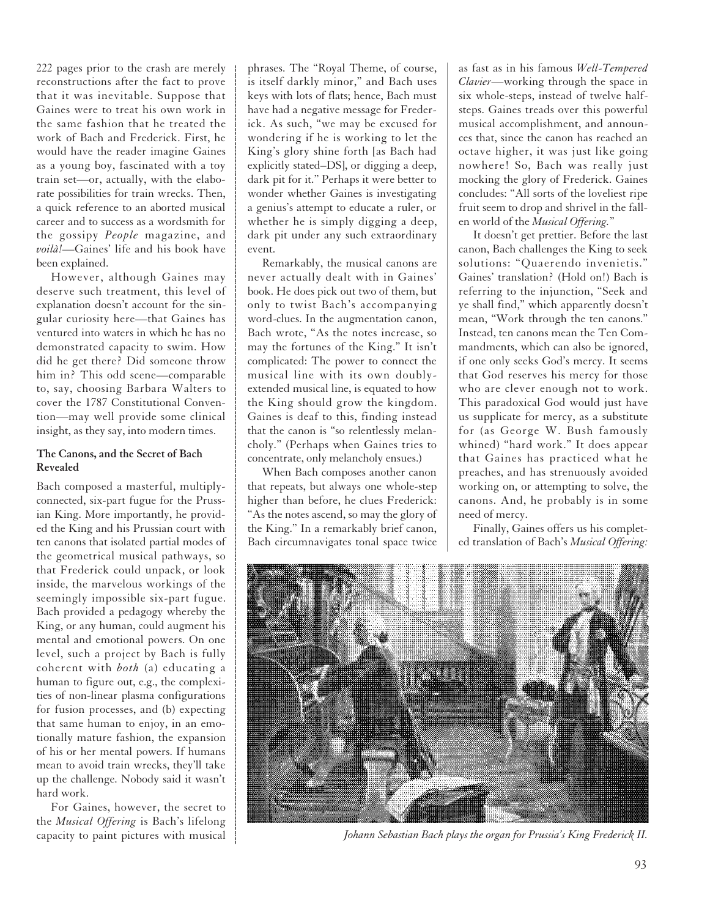222 pages prior to the crash are merely reconstructions after the fact to prove that it was inevitable. Suppose that Gaines were to treat his own work in the same fashion that he treated the work of Bach and Frederick. First, he would have the reader imagine Gaines as a young boy, fascinated with a toy train set—or, actually, with the elaborate possibilities for train wrecks. Then, a quick reference to an aborted musical career and to success as a wordsmith for the gossipy *People* magazine, and *voilà!*—Gaines' life and his book have been explained.

However, although Gaines may deserve such treatment, this level of explanation doesn't account for the singular curiosity here—that Gaines has ventured into waters in which he has no demonstrated capacity to swim. How did he get there? Did someone throw him in? This odd scene—comparable to, say, choosing Barbara Walters to cover the 1787 Constitutional Convention—may well provide some clinical insight, as they say, into modern times.

**The Canons, and the Secret of Bach Revealed**

Bach composed a masterful, multiply-connected, six-part fugue for the Prussian King. More importantly, he provided the King and his Prussian court with ten canons that isolated partial modes of the geometrical musical pathways, so that Frederick could unpack, or look inside, the marvelous workings of the seemingly impossible six-part fugue. Bach provided a pedagogy whereby the King, or any human, could augment his mental and emotional powers. On one level, such a project by Bach is fully coherent with *both* (a) educating a human to figure out, e.g., the complexities of non-linear plasma configurations for fusion processes, and (b) expecting that same human to enjoy, in an emotionally mature fashion, the expansion of his or her mental powers. If humans mean to avoid train wrecks, they'll take up the challenge. Nobody said it wasn't hard work.

For Gaines, however, the secret to the *Musical Offering* is Bach's lifelong capacity to paint pictures with musical phrases. The "Royal Theme, of course, is itself darkly minor," and Bach uses keys with lots of flats; hence, Bach must have had a negative message for Frederick. As such, "we may be excused for wondering if he is working to let the King's glory shine forth [as Bach had explicitly stated–DS], or digging a deep, dark pit for it." Perhaps it were better to wonder whether Gaines is investigating a genius's attempt to educate a ruler, or whether he is simply digging a deep, dark pit under any such extraordinary event.

Remarkably, the musical canons are never actually dealt with in Gaines' book. He does pick out two of them, but only to twist Bach's accompanying word-clues. In the augmentation canon, Bach wrote, "As the notes increase, so may the fortunes of the King." It isn't complicated: The power to connect the musical line with its own doubly-extended musical line, is equated to how the King should grow the kingdom. Gaines is deaf to this, finding instead that the canon is "so relentlessly melancholy." (Perhaps when Gaines tries to concentrate, only melancholy ensues.)

When Bach composes another canon that repeats, but always one whole-step higher than before, he clues Frederick: "As the notes ascend, so may the glory of the King." In a remarkably brief canon, Bach circumnavigates tonal space twice as fast as in his famous *Well-Tempered Clavier*—working through the space in six whole-steps, instead of twelve half-steps. Gaines treads over this powerful musical accomplishment, and announces that, since the canon has reached an octave higher, it was just like going nowhere! So, Bach was really just mocking the glory of Frederick. Gaines concludes: "All sorts of the loveliest ripe fruit seem to drop and shrivel in the fallen world of the *Musical Offering.*"

It doesn't get prettier. Before the last canon, Bach challenges the King to seek solutions: "Quaerendo invenietis." Gaines' translation? (Hold on!) Bach is referring to the injunction, "Seek and ye shall find," which apparently doesn't mean, "Work through the ten canons." Instead, ten canons mean the Ten Commandments, which can also be ignored, if one only seeks God's mercy. It seems that God reserves his mercy for those who are clever enough not to work. This paradoxical God would just have us supplicate for mercy, as a substitute for (as George W. Bush famously whined) "hard work." It does appear that Gaines has practiced what he preaches, and has strenuously avoided working on, or attempting to solve, the canons. And, he probably is in some need of mercy.

Finally, Gaines offers us his completed translation of Bach's *Musical Offering:*

*Johann Sebastian Bach plays the organ for Prussia's King Frederick II.*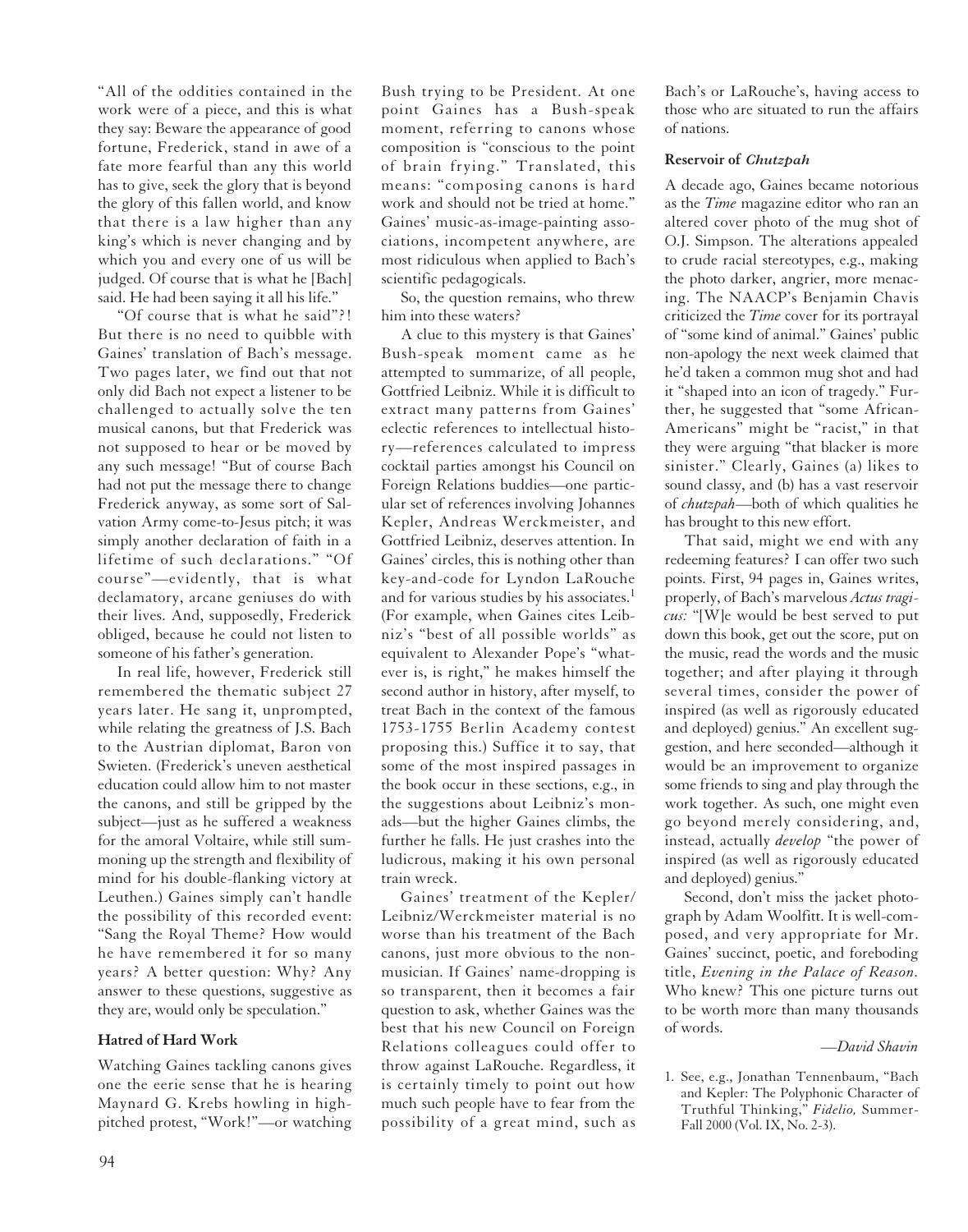"All of the oddities contained in the work were of a piece, and this is what they say: Beware the appearance of good fortune, Frederick, stand in awe of a fate more fearful than any this world has to give, seek the glory that is beyond the glory of this fallen world, and know that there is a law higher than any king's which is never changing and by which you and every one of us will be judged. Of course that is what he [Bach] said. He had been saying it all his life."

"Of course that is what he said"?! But there is no need to quibble with Gaines' translation of Bach's message. Two pages later, we find out that not only did Bach not expect a listener to be challenged to actually solve the ten musical canons, but that Frederick was not supposed to hear or be moved by any such message! "But of course Bach had not put the message there to change Frederick anyway, as some sort of Salvation Army come-to-Jesus pitch; it was simply another declaration of faith in a lifetime of such declarations." "Of course"—evidently, that is what declamatory, arcane geniuses do with their lives. And, supposedly, Frederick obliged, because he could not listen to someone of his father's generation.

In real life, however, Frederick still remembered the thematic subject 27 years later. He sang it, unprompted, while relating the greatness of J.S. Bach to the Austrian diplomat, Baron von Swieten. (Frederick's uneven aesthetical education could allow him to not master the canons, and still be gripped by the subject—just as he suffered a weakness for the amoral Voltaire, while still summoning up the strength and flexibility of mind for his double-flanking victory at Leuthen.) Gaines simply can't handle the possibility of this recorded event: "Sang the Royal Theme? How would he have remembered it for so many years? A better question: Why? Any answer to these questions, suggestive as they are, would only be speculation."

**Hatred of Hard Work**

Watching Gaines tackling canons gives one the eerie sense that he is hearing Maynard G. Krebs howling in high-pitched protest, "Work!"—or watching Bush trying to be President. At one point Gaines has a Bush-speak moment, referring to canons whose composition is "conscious to the point of brain frying." Translated, this means: "composing canons is hard work and should not be tried at home." Gaines' music-as-image-painting associations, incompetent anywhere, are most ridiculous when applied to Bach's scientific pedagogicals.

So, the question remains, who threw him into these waters?

A clue to this mystery is that Gaines' Bush-speak moment came as he attempted to summarize, of all people, Gottfried Leibniz. While it is difficult to extract many patterns from Gaines' eclectic references to intellectual history—references calculated to impress cocktail parties amongst his Council on Foreign Relations buddies—one particular set of references involving Johannes Kepler, Andreas Werckmeister, and Gottfried Leibniz, deserves attention. In Gaines' circles, this is nothing other than key-and-code for Lyndon LaRouche and for various studies by his associates.[1] (For example, when Gaines cites Leibniz's "best of all possible worlds" as equivalent to Alexander Pope's "whatever is, is right," he makes himself the second author in history, after myself, to treat Bach in the context of the famous 1753-1755 Berlin Academy contest proposing this.) Suffice it to say, that some of the most inspired passages in the book occur in these sections, e.g., in the suggestions about Leibniz's monads—but the higher Gaines climbs, the further he falls. He just crashes into the ludicrous, making it his own personal train wreck.

Gaines' treatment of the Kepler/Leibniz/Werckmeister material is no worse than his treatment of the Bach canons, just more obvious to the non-musician. If Gaines' name-dropping is so transparent, then it becomes a fair question to ask, whether Gaines was the best that his new Council on Foreign Relations colleagues could offer to throw against LaRouche. Regardless, it is certainly timely to point out how much such people have to fear from the possibility of a great mind, such as Bach's or LaRouche's, having access to those who are situated to run the affairs of nations.

**Reservoir of *Chutzpah***

A decade ago, Gaines became notorious as the *Time* magazine editor who ran an altered cover photo of the mug shot of O.J. Simpson. The alterations appealed to crude racial stereotypes, e.g., making the photo darker, angrier, more menacing. The NAACP's Benjamin Chavis criticized the *Time* cover for its portrayal of "some kind of animal." Gaines' public non-apology the next week claimed that he'd taken a common mug shot and had it "shaped into an icon of tragedy." Further, he suggested that "some African-Americans" might be "racist," in that they were arguing "that blacker is more sinister." Clearly, Gaines (a) likes to sound classy, and (b) has a vast reservoir of *chutzpah*—both of which qualities he has brought to this new effort.

That said, might we end with any redeeming features? I can offer two such points. First, 94 pages in, Gaines writes, properly, of Bach's marvelous *Actus tragicus:* "[W]e would be best served to put down this book, get out the score, put on the music, read the words and the music together; and after playing it through several times, consider the power of inspired (as well as rigorously educated and deployed) genius." An excellent suggestion, and here seconded—although it would be an improvement to organize some friends to sing and play through the work together. As such, one might even go beyond merely considering, and, instead, actually *develop* "the power of inspired (as well as rigorously educated and deployed) genius."

Second, don't miss the jacket photograph by Adam Woolfitt. It is well-composed, and very appropriate for Mr. Gaines' succinct, poetic, and foreboding title, *Evening in the Palace of Reason.* Who knew? This one picture turns out to be worth more than many thousands of words.

—*David Shavin*

1. See, e.g., Jonathan Tennenbaum, "Bach and Kepler: The Polyphonic Character of Truthful Thinking," *Fidelio,* Summer-Fall 2000 (Vol. IX, No. 2-3).